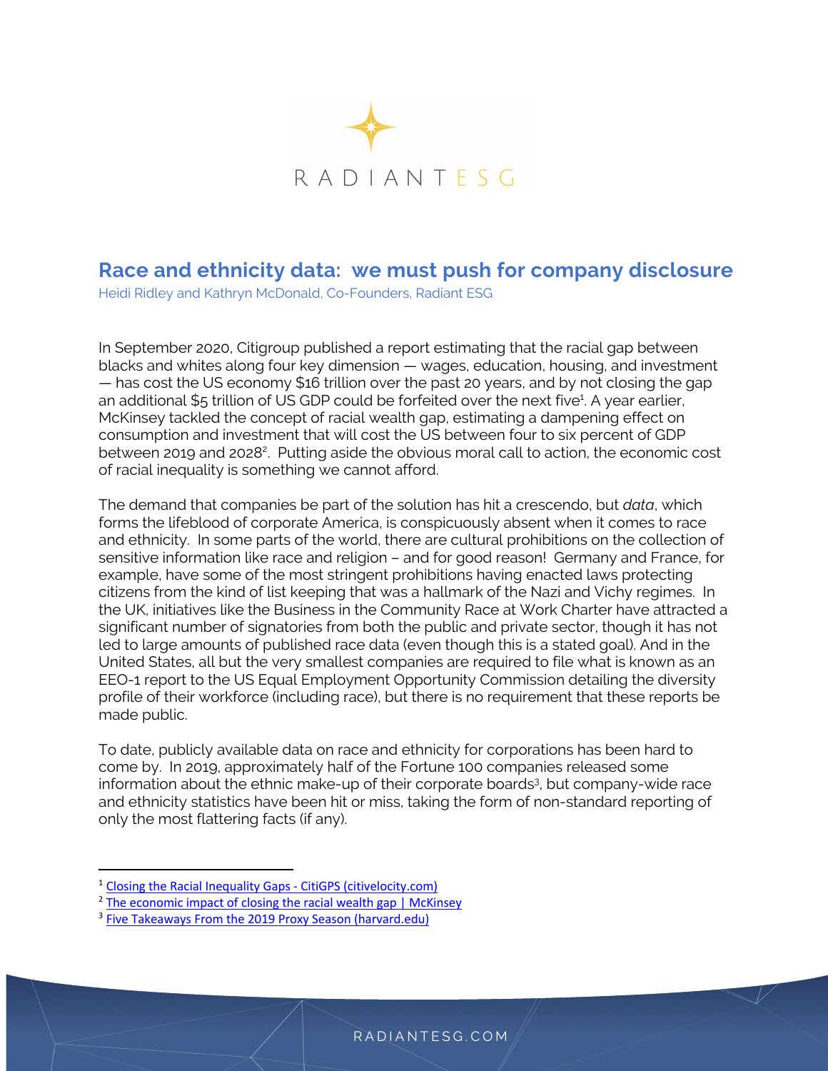RADIANT ESG

# Race and ethnicity data: we must push for company disclosure

Heidi Ridley and Kathryn McDonald, Co-Founders, Radiant ESG

In September 2020, Citigroup published a report estimating that the racial gap between blacks and whites along four key dimension — wages, education, housing, and investment — has cost the US economy $16 trillion over the past 20 years, and by not closing the gap an additional $5 trillion of US GDP could be forfeited over the next five[1]. A year earlier, McKinsey tackled the concept of racial wealth gap, estimating a dampening effect on consumption and investment that will cost the US between four to six percent of GDP between 2019 and 2028[2]. Putting aside the obvious moral call to action, the economic cost of racial inequality is something we cannot afford.

The demand that companies be part of the solution has hit a crescendo, but *data*, which forms the lifeblood of corporate America, is conspicuously absent when it comes to race and ethnicity. In some parts of the world, there are cultural prohibitions on the collection of sensitive information like race and religion – and for good reason! Germany and France, for example, have some of the most stringent prohibitions having enacted laws protecting citizens from the kind of list keeping that was a hallmark of the Nazi and Vichy regimes. In the UK, initiatives like the Business in the Community Race at Work Charter have attracted a significant number of signatories from both the public and private sector, though it has not led to large amounts of published race data (even though this is a stated goal). And in the United States, all but the very smallest companies are required to file what is known as an EEO-1 report to the US Equal Employment Opportunity Commission detailing the diversity profile of their workforce (including race), but there is no requirement that these reports be made public.

To date, publicly available data on race and ethnicity for corporations has been hard to come by. In 2019, approximately half of the Fortune 100 companies released some information about the ethnic make-up of their corporate boards[3], but company-wide race and ethnicity statistics have been hit or miss, taking the form of non-standard reporting of only the most flattering facts (if any).

---

[1] Closing the Racial Inequality Gaps - CitiGPS (citivelocity.com)

[2] The economic impact of closing the racial wealth gap | McKinsey

[3] Five Takeaways From the 2019 Proxy Season (harvard.edu)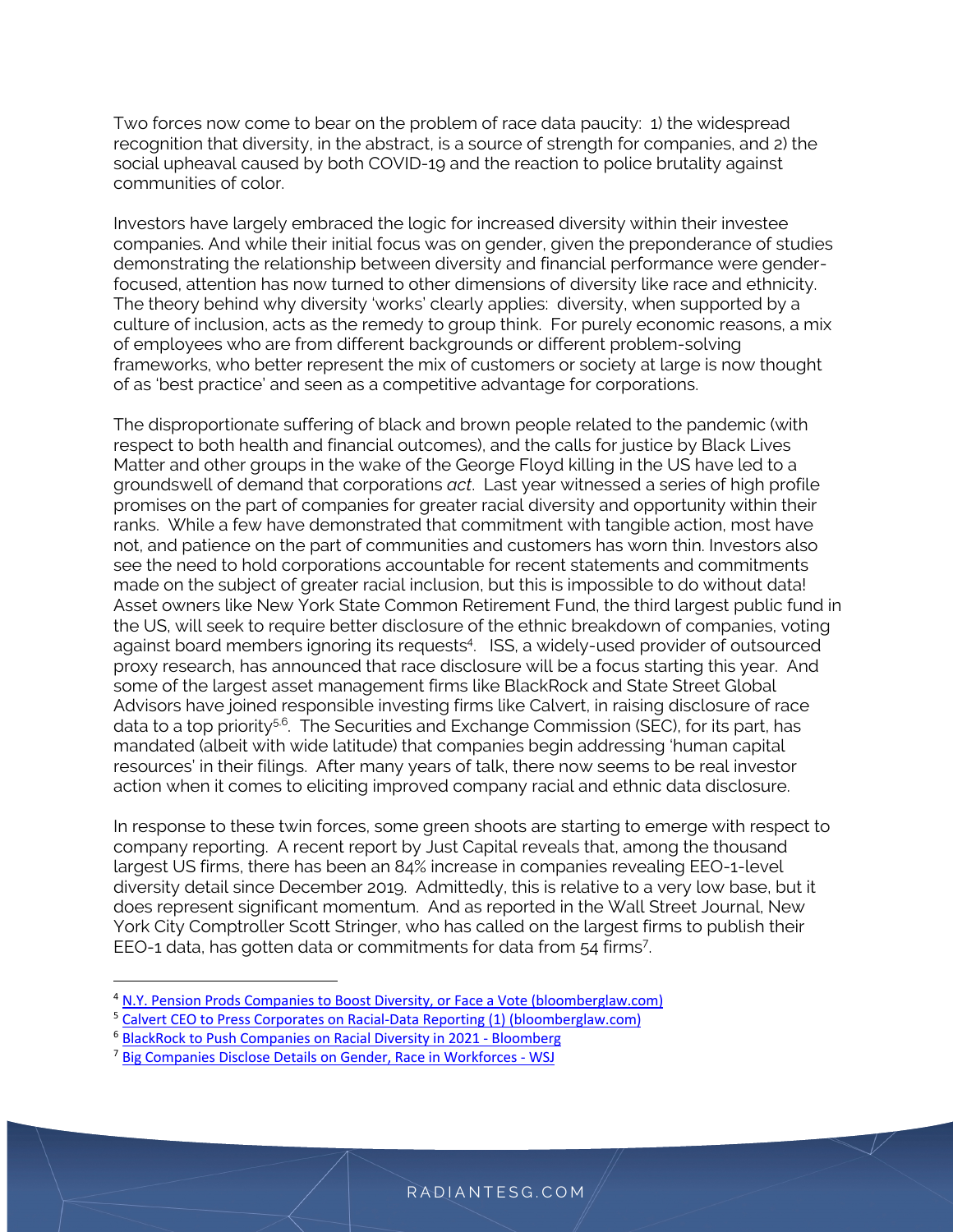Two forces now come to bear on the problem of race data paucity: 1) the widespread recognition that diversity, in the abstract, is a source of strength for companies, and 2) the social upheaval caused by both COVID-19 and the reaction to police brutality against communities of color.

Investors have largely embraced the logic for increased diversity within their investee companies. And while their initial focus was on gender, given the preponderance of studies demonstrating the relationship between diversity and financial performance were gender-focused, attention has now turned to other dimensions of diversity like race and ethnicity. The theory behind why diversity 'works' clearly applies: diversity, when supported by a culture of inclusion, acts as the remedy to group think. For purely economic reasons, a mix of employees who are from different backgrounds or different problem-solving frameworks, who better represent the mix of customers or society at large is now thought of as 'best practice' and seen as a competitive advantage for corporations.

The disproportionate suffering of black and brown people related to the pandemic (with respect to both health and financial outcomes), and the calls for justice by Black Lives Matter and other groups in the wake of the George Floyd killing in the US have led to a groundswell of demand that corporations *act*. Last year witnessed a series of high profile promises on the part of companies for greater racial diversity and opportunity within their ranks. While a few have demonstrated that commitment with tangible action, most have not, and patience on the part of communities and customers has worn thin. Investors also see the need to hold corporations accountable for recent statements and commitments made on the subject of greater racial inclusion, but this is impossible to do without data! Asset owners like New York State Common Retirement Fund, the third largest public fund in the US, will seek to require better disclosure of the ethnic breakdown of companies, voting against board members ignoring its requests[4]. ISS, a widely-used provider of outsourced proxy research, has announced that race disclosure will be a focus starting this year. And some of the largest asset management firms like BlackRock and State Street Global Advisors have joined responsible investing firms like Calvert, in raising disclosure of race data to a top priority[5,6]. The Securities and Exchange Commission (SEC), for its part, has mandated (albeit with wide latitude) that companies begin addressing 'human capital resources' in their filings. After many years of talk, there now seems to be real investor action when it comes to eliciting improved company racial and ethnic data disclosure.

In response to these twin forces, some green shoots are starting to emerge with respect to company reporting. A recent report by Just Capital reveals that, among the thousand largest US firms, there has been an 84% increase in companies revealing EEO-1-level diversity detail since December 2019. Admittedly, this is relative to a very low base, but it does represent significant momentum. And as reported in the Wall Street Journal, New York City Comptroller Scott Stringer, who has called on the largest firms to publish their EEO-1 data, has gotten data or commitments for data from 54 firms[7].

---

[4] N.Y. Pension Prods Companies to Boost Diversity, or Face a Vote (bloomberglaw.com)

[5] Calvert CEO to Press Corporates on Racial-Data Reporting (1) (bloomberglaw.com)

[6] BlackRock to Push Companies on Racial Diversity in 2021 - Bloomberg

[7] Big Companies Disclose Details on Gender, Race in Workforces - WSJ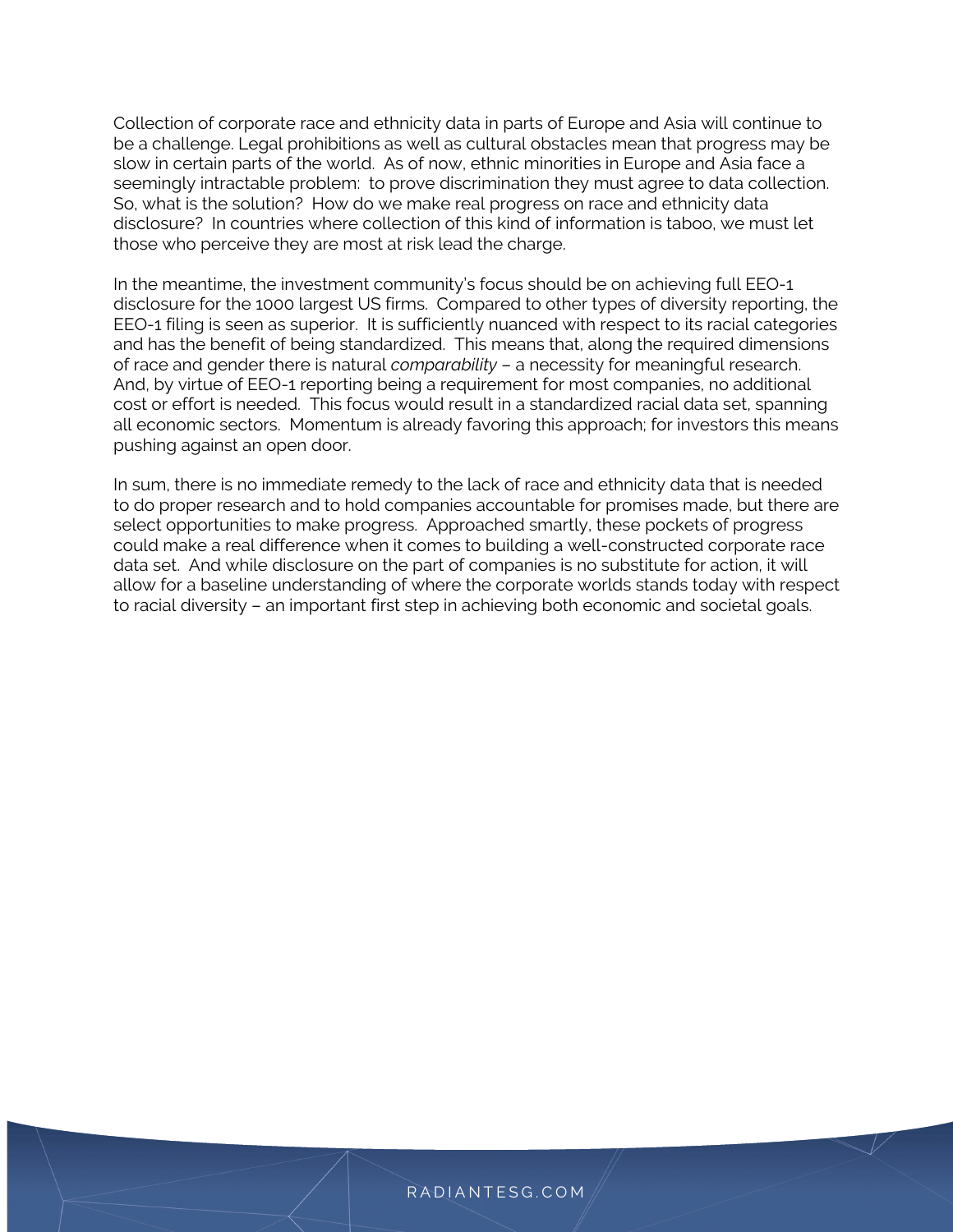Collection of corporate race and ethnicity data in parts of Europe and Asia will continue to be a challenge. Legal prohibitions as well as cultural obstacles mean that progress may be slow in certain parts of the world. As of now, ethnic minorities in Europe and Asia face a seemingly intractable problem: to prove discrimination they must agree to data collection. So, what is the solution? How do we make real progress on race and ethnicity data disclosure? In countries where collection of this kind of information is taboo, we must let those who perceive they are most at risk lead the charge.

In the meantime, the investment community's focus should be on achieving full EEO-1 disclosure for the 1000 largest US firms. Compared to other types of diversity reporting, the EEO-1 filing is seen as superior. It is sufficiently nuanced with respect to its racial categories and has the benefit of being standardized. This means that, along the required dimensions of race and gender there is natural *comparability* – a necessity for meaningful research. And, by virtue of EEO-1 reporting being a requirement for most companies, no additional cost or effort is needed. This focus would result in a standardized racial data set, spanning all economic sectors. Momentum is already favoring this approach; for investors this means pushing against an open door.

In sum, there is no immediate remedy to the lack of race and ethnicity data that is needed to do proper research and to hold companies accountable for promises made, but there are select opportunities to make progress. Approached smartly, these pockets of progress could make a real difference when it comes to building a well-constructed corporate race data set. And while disclosure on the part of companies is no substitute for action, it will allow for a baseline understanding of where the corporate worlds stands today with respect to racial diversity – an important first step in achieving both economic and societal goals.